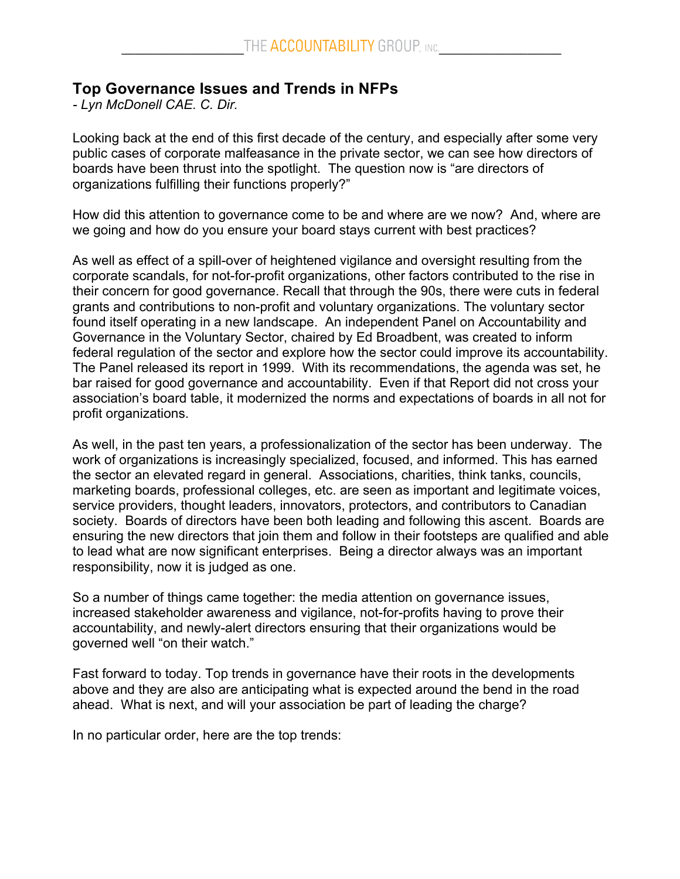# Top Governance Issues and Trends in NFPs

*- Lyn McDonell CAE. C. Dir.*

Looking back at the end of this first decade of the century, and especially after some very public cases of corporate malfeasance in the private sector, we can see how directors of boards have been thrust into the spotlight. The question now is "are directors of organizations fulfilling their functions properly?"

How did this attention to governance come to be and where are we now? And, where are we going and how do you ensure your board stays current with best practices?

As well as effect of a spill-over of heightened vigilance and oversight resulting from the corporate scandals, for not-for-profit organizations, other factors contributed to the rise in their concern for good governance. Recall that through the 90s, there were cuts in federal grants and contributions to non-profit and voluntary organizations. The voluntary sector found itself operating in a new landscape. An independent Panel on Accountability and Governance in the Voluntary Sector, chaired by Ed Broadbent, was created to inform federal regulation of the sector and explore how the sector could improve its accountability. The Panel released its report in 1999. With its recommendations, the agenda was set, he bar raised for good governance and accountability. Even if that Report did not cross your association's board table, it modernized the norms and expectations of boards in all not for profit organizations.

As well, in the past ten years, a professionalization of the sector has been underway. The work of organizations is increasingly specialized, focused, and informed. This has earned the sector an elevated regard in general. Associations, charities, think tanks, councils, marketing boards, professional colleges, etc. are seen as important and legitimate voices, service providers, thought leaders, innovators, protectors, and contributors to Canadian society. Boards of directors have been both leading and following this ascent. Boards are ensuring the new directors that join them and follow in their footsteps are qualified and able to lead what are now significant enterprises. Being a director always was an important responsibility, now it is judged as one.

So a number of things came together: the media attention on governance issues, increased stakeholder awareness and vigilance, not-for-profits having to prove their accountability, and newly-alert directors ensuring that their organizations would be governed well "on their watch."

Fast forward to today. Top trends in governance have their roots in the developments above and they are also are anticipating what is expected around the bend in the road ahead. What is next, and will your association be part of leading the charge?

In no particular order, here are the top trends: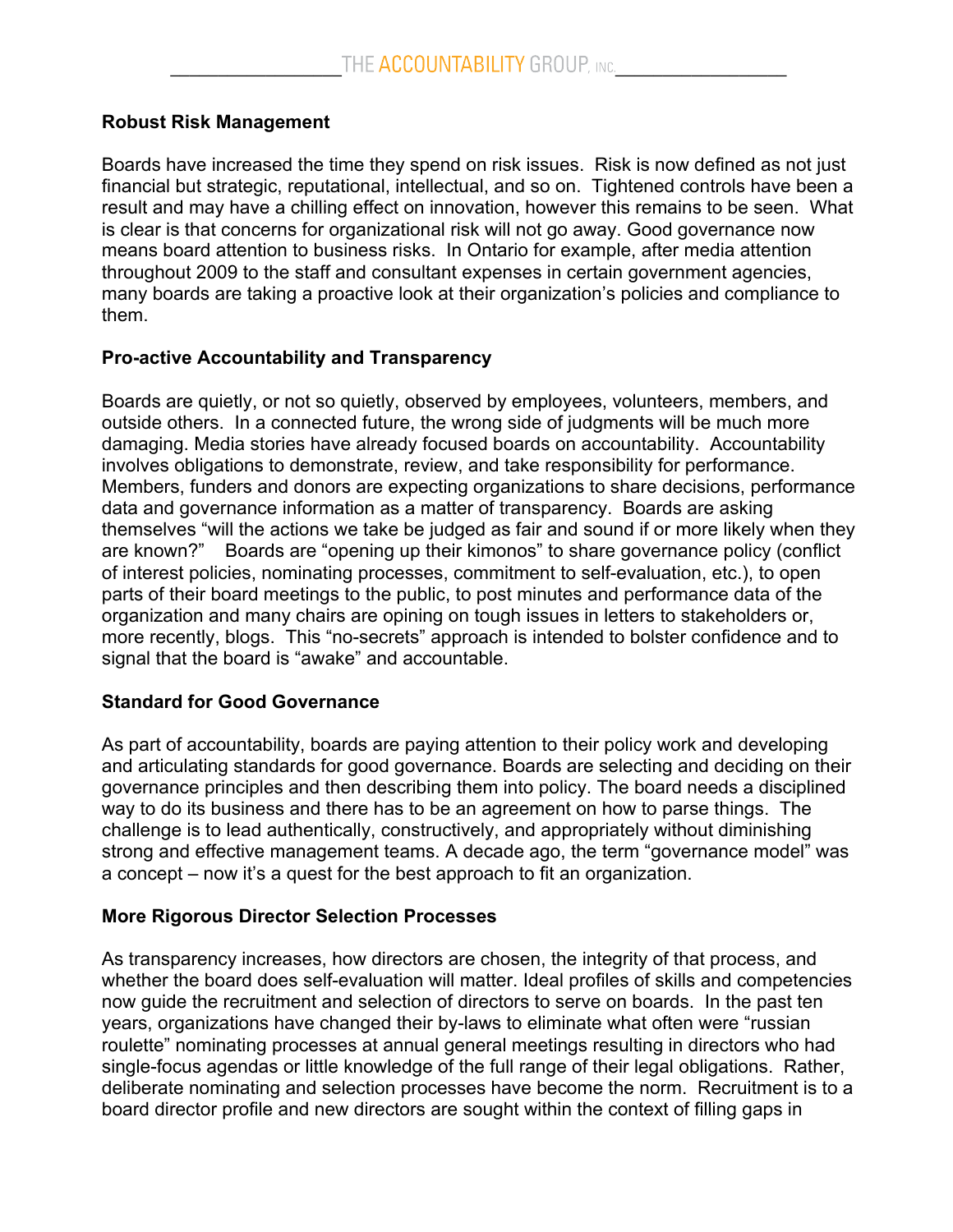**Robust Risk Management**

Boards have increased the time they spend on risk issues. Risk is now defined as not just financial but strategic, reputational, intellectual, and so on. Tightened controls have been a result and may have a chilling effect on innovation, however this remains to be seen. What is clear is that concerns for organizational risk will not go away. Good governance now means board attention to business risks. In Ontario for example, after media attention throughout 2009 to the staff and consultant expenses in certain government agencies, many boards are taking a proactive look at their organization's policies and compliance to them.

**Pro-active Accountability and Transparency**

Boards are quietly, or not so quietly, observed by employees, volunteers, members, and outside others. In a connected future, the wrong side of judgments will be much more damaging. Media stories have already focused boards on accountability. Accountability involves obligations to demonstrate, review, and take responsibility for performance. Members, funders and donors are expecting organizations to share decisions, performance data and governance information as a matter of transparency. Boards are asking themselves "will the actions we take be judged as fair and sound if or more likely when they are known?" Boards are "opening up their kimonos" to share governance policy (conflict of interest policies, nominating processes, commitment to self-evaluation, etc.), to open parts of their board meetings to the public, to post minutes and performance data of the organization and many chairs are opining on tough issues in letters to stakeholders or, more recently, blogs. This "no-secrets" approach is intended to bolster confidence and to signal that the board is "awake" and accountable.

**Standard for Good Governance**

As part of accountability, boards are paying attention to their policy work and developing and articulating standards for good governance. Boards are selecting and deciding on their governance principles and then describing them into policy. The board needs a disciplined way to do its business and there has to be an agreement on how to parse things. The challenge is to lead authentically, constructively, and appropriately without diminishing strong and effective management teams. A decade ago, the term "governance model" was a concept – now it's a quest for the best approach to fit an organization.

**More Rigorous Director Selection Processes**

As transparency increases, how directors are chosen, the integrity of that process, and whether the board does self-evaluation will matter. Ideal profiles of skills and competencies now guide the recruitment and selection of directors to serve on boards. In the past ten years, organizations have changed their by-laws to eliminate what often were "russian roulette" nominating processes at annual general meetings resulting in directors who had single-focus agendas or little knowledge of the full range of their legal obligations. Rather, deliberate nominating and selection processes have become the norm. Recruitment is to a board director profile and new directors are sought within the context of filling gaps in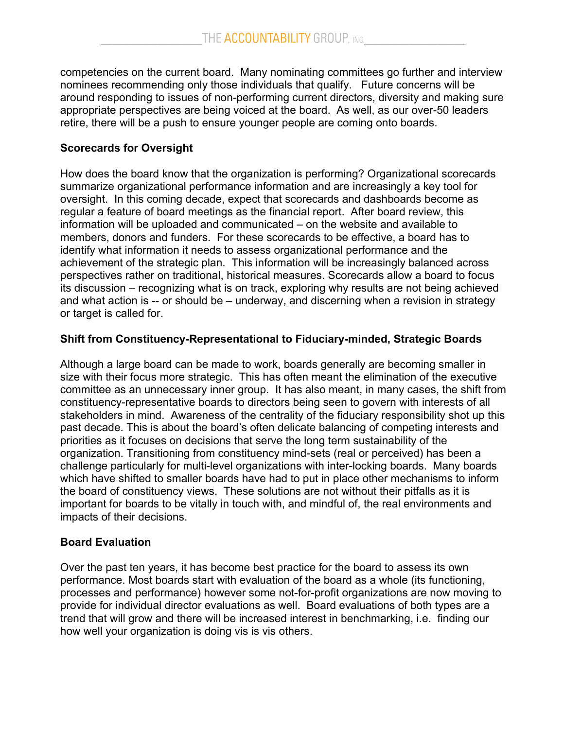competencies on the current board. Many nominating committees go further and interview nominees recommending only those individuals that qualify. Future concerns will be around responding to issues of non-performing current directors, diversity and making sure appropriate perspectives are being voiced at the board. As well, as our over-50 leaders retire, there will be a push to ensure younger people are coming onto boards.

**Scorecards for Oversight**

How does the board know that the organization is performing? Organizational scorecards summarize organizational performance information and are increasingly a key tool for oversight. In this coming decade, expect that scorecards and dashboards become as regular a feature of board meetings as the financial report. After board review, this information will be uploaded and communicated – on the website and available to members, donors and funders. For these scorecards to be effective, a board has to identify what information it needs to assess organizational performance and the achievement of the strategic plan. This information will be increasingly balanced across perspectives rather on traditional, historical measures. Scorecards allow a board to focus its discussion – recognizing what is on track, exploring why results are not being achieved and what action is -- or should be – underway, and discerning when a revision in strategy or target is called for.

**Shift from Constituency-Representational to Fiduciary-minded, Strategic Boards**

Although a large board can be made to work, boards generally are becoming smaller in size with their focus more strategic. This has often meant the elimination of the executive committee as an unnecessary inner group. It has also meant, in many cases, the shift from constituency-representative boards to directors being seen to govern with interests of all stakeholders in mind. Awareness of the centrality of the fiduciary responsibility shot up this past decade. This is about the board's often delicate balancing of competing interests and priorities as it focuses on decisions that serve the long term sustainability of the organization. Transitioning from constituency mind-sets (real or perceived) has been a challenge particularly for multi-level organizations with inter-locking boards. Many boards which have shifted to smaller boards have had to put in place other mechanisms to inform the board of constituency views. These solutions are not without their pitfalls as it is important for boards to be vitally in touch with, and mindful of, the real environments and impacts of their decisions.

**Board Evaluation**

Over the past ten years, it has become best practice for the board to assess its own performance. Most boards start with evaluation of the board as a whole (its functioning, processes and performance) however some not-for-profit organizations are now moving to provide for individual director evaluations as well. Board evaluations of both types are a trend that will grow and there will be increased interest in benchmarking, i.e. finding our how well your organization is doing vis is vis others.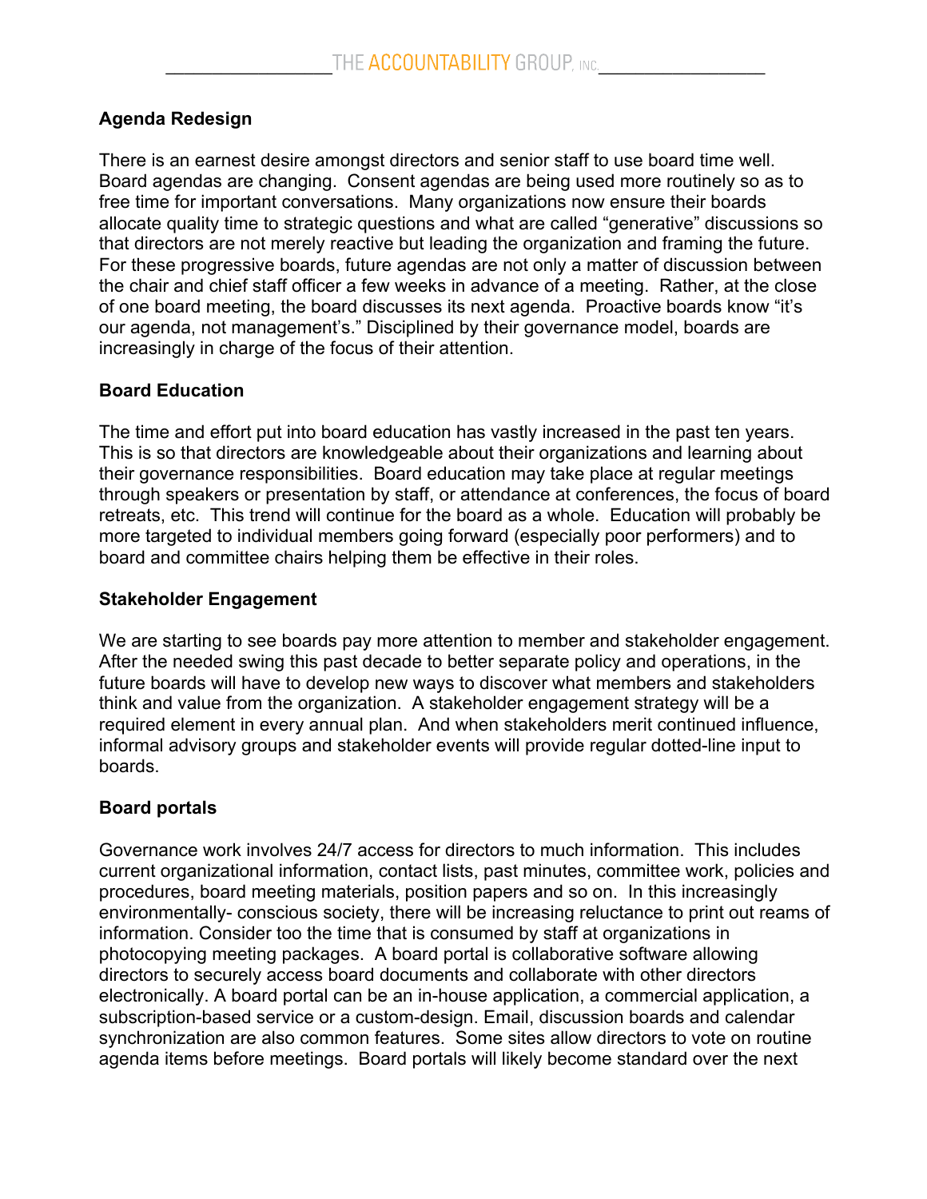## Agenda Redesign

There is an earnest desire amongst directors and senior staff to use board time well. Board agendas are changing. Consent agendas are being used more routinely so as to free time for important conversations. Many organizations now ensure their boards allocate quality time to strategic questions and what are called "generative" discussions so that directors are not merely reactive but leading the organization and framing the future. For these progressive boards, future agendas are not only a matter of discussion between the chair and chief staff officer a few weeks in advance of a meeting. Rather, at the close of one board meeting, the board discusses its next agenda. Proactive boards know "it's our agenda, not management's." Disciplined by their governance model, boards are increasingly in charge of the focus of their attention.

## Board Education

The time and effort put into board education has vastly increased in the past ten years. This is so that directors are knowledgeable about their organizations and learning about their governance responsibilities. Board education may take place at regular meetings through speakers or presentation by staff, or attendance at conferences, the focus of board retreats, etc. This trend will continue for the board as a whole. Education will probably be more targeted to individual members going forward (especially poor performers) and to board and committee chairs helping them be effective in their roles.

## Stakeholder Engagement

We are starting to see boards pay more attention to member and stakeholder engagement. After the needed swing this past decade to better separate policy and operations, in the future boards will have to develop new ways to discover what members and stakeholders think and value from the organization. A stakeholder engagement strategy will be a required element in every annual plan. And when stakeholders merit continued influence, informal advisory groups and stakeholder events will provide regular dotted-line input to boards.

## Board portals

Governance work involves 24/7 access for directors to much information. This includes current organizational information, contact lists, past minutes, committee work, policies and procedures, board meeting materials, position papers and so on. In this increasingly environmentally- conscious society, there will be increasing reluctance to print out reams of information. Consider too the time that is consumed by staff at organizations in photocopying meeting packages. A board portal is collaborative software allowing directors to securely access board documents and collaborate with other directors electronically. A board portal can be an in-house application, a commercial application, a subscription-based service or a custom-design. Email, discussion boards and calendar synchronization are also common features. Some sites allow directors to vote on routine agenda items before meetings. Board portals will likely become standard over the next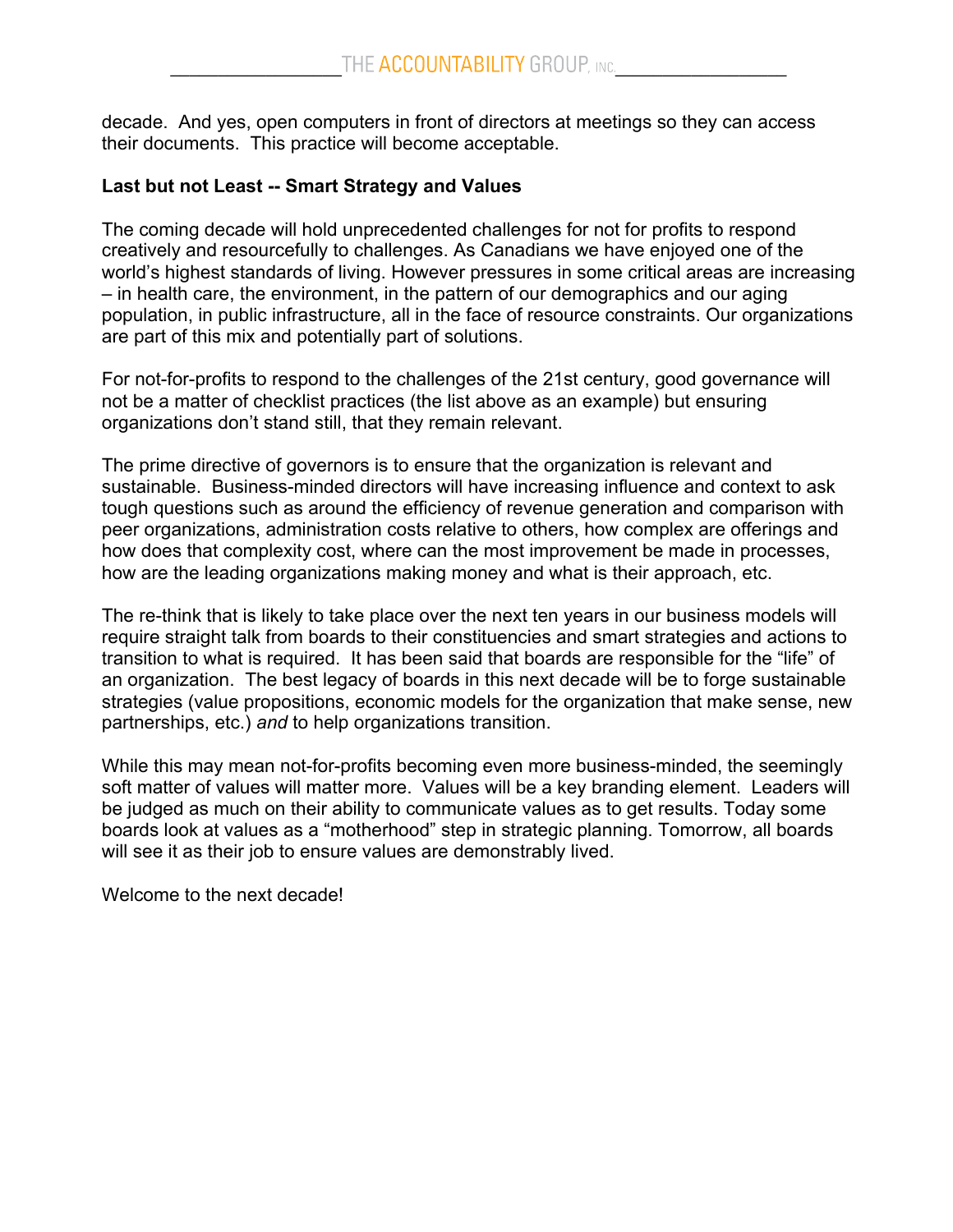decade. And yes, open computers in front of directors at meetings so they can access their documents. This practice will become acceptable.

**Last but not Least -- Smart Strategy and Values**

The coming decade will hold unprecedented challenges for not for profits to respond creatively and resourcefully to challenges. As Canadians we have enjoyed one of the world's highest standards of living. However pressures in some critical areas are increasing – in health care, the environment, in the pattern of our demographics and our aging population, in public infrastructure, all in the face of resource constraints. Our organizations are part of this mix and potentially part of solutions.

For not-for-profits to respond to the challenges of the 21st century, good governance will not be a matter of checklist practices (the list above as an example) but ensuring organizations don't stand still, that they remain relevant.

The prime directive of governors is to ensure that the organization is relevant and sustainable. Business-minded directors will have increasing influence and context to ask tough questions such as around the efficiency of revenue generation and comparison with peer organizations, administration costs relative to others, how complex are offerings and how does that complexity cost, where can the most improvement be made in processes, how are the leading organizations making money and what is their approach, etc.

The re-think that is likely to take place over the next ten years in our business models will require straight talk from boards to their constituencies and smart strategies and actions to transition to what is required. It has been said that boards are responsible for the "life" of an organization. The best legacy of boards in this next decade will be to forge sustainable strategies (value propositions, economic models for the organization that make sense, new partnerships, etc.) *and* to help organizations transition.

While this may mean not-for-profits becoming even more business-minded, the seemingly soft matter of values will matter more. Values will be a key branding element. Leaders will be judged as much on their ability to communicate values as to get results. Today some boards look at values as a "motherhood" step in strategic planning. Tomorrow, all boards will see it as their job to ensure values are demonstrably lived.

Welcome to the next decade!